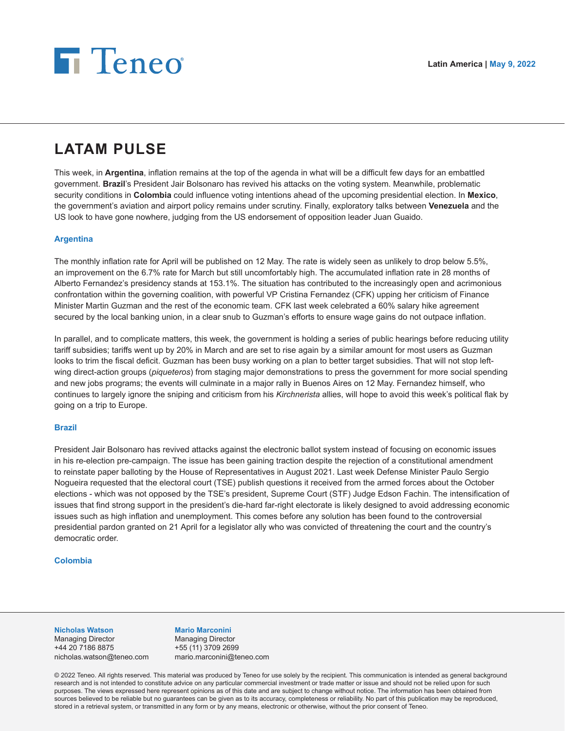Latin America | May 9, 2022

# LATAM PULSE

This week, in **Argentina**, inflation remains at the top of the agenda in what will be a difficult few days for an embattled government. **Brazil**'s President Jair Bolsonaro has revived his attacks on the voting system. Meanwhile, problematic security conditions in **Colombia** could influence voting intentions ahead of the upcoming presidential election. In **Mexico**, the government's aviation and airport policy remains under scrutiny. Finally, exploratory talks between **Venezuela** and the US look to have gone nowhere, judging from the US endorsement of opposition leader Juan Guaido.

### Argentina

The monthly inflation rate for April will be published on 12 May. The rate is widely seen as unlikely to drop below 5.5%, an improvement on the 6.7% rate for March but still uncomfortably high. The accumulated inflation rate in 28 months of Alberto Fernandez's presidency stands at 153.1%. The situation has contributed to the increasingly open and acrimonious confrontation within the governing coalition, with powerful VP Cristina Fernandez (CFK) upping her criticism of Finance Minister Martin Guzman and the rest of the economic team. CFK last week celebrated a 60% salary hike agreement secured by the local banking union, in a clear snub to Guzman's efforts to ensure wage gains do not outpace inflation.

In parallel, and to complicate matters, this week, the government is holding a series of public hearings before reducing utility tariff subsidies; tariffs went up by 20% in March and are set to rise again by a similar amount for most users as Guzman looks to trim the fiscal deficit. Guzman has been busy working on a plan to better target subsidies. That will not stop left-wing direct-action groups (*piqueteros*) from staging major demonstrations to press the government for more social spending and new jobs programs; the events will culminate in a major rally in Buenos Aires on 12 May. Fernandez himself, who continues to largely ignore the sniping and criticism from his *Kirchnerista* allies, will hope to avoid this week's political flak by going on a trip to Europe.

### Brazil

President Jair Bolsonaro has revived attacks against the electronic ballot system instead of focusing on economic issues in his re-election pre-campaign. The issue has been gaining traction despite the rejection of a constitutional amendment to reinstate paper balloting by the House of Representatives in August 2021. Last week Defense Minister Paulo Sergio Nogueira requested that the electoral court (TSE) publish questions it received from the armed forces about the October elections - which was not opposed by the TSE's president, Supreme Court (STF) Judge Edson Fachin. The intensification of issues that find strong support in the president's die-hard far-right electorate is likely designed to avoid addressing economic issues such as high inflation and unemployment. This comes before any solution has been found to the controversial presidential pardon granted on 21 April for a legislator ally who was convicted of threatening the court and the country's democratic order.

### Colombia

**Nicholas Watson**
Managing Director
+44 20 7186 8875
nicholas.watson@teneo.com

**Mario Marconini**
Managing Director
+55 (11) 3709 2699
mario.marconini@teneo.com

© 2022 Teneo. All rights reserved. This material was produced by Teneo for use solely by the recipient. This communication is intended as general background research and is not intended to constitute advice on any particular commercial investment or trade matter or issue and should not be relied upon for such purposes. The views expressed here represent opinions as of this date and are subject to change without notice. The information has been obtained from sources believed to be reliable but no guarantees can be given as to its accuracy, completeness or reliability. No part of this publication may be reproduced, stored in a retrieval system, or transmitted in any form or by any means, electronic or otherwise, without the prior consent of Teneo.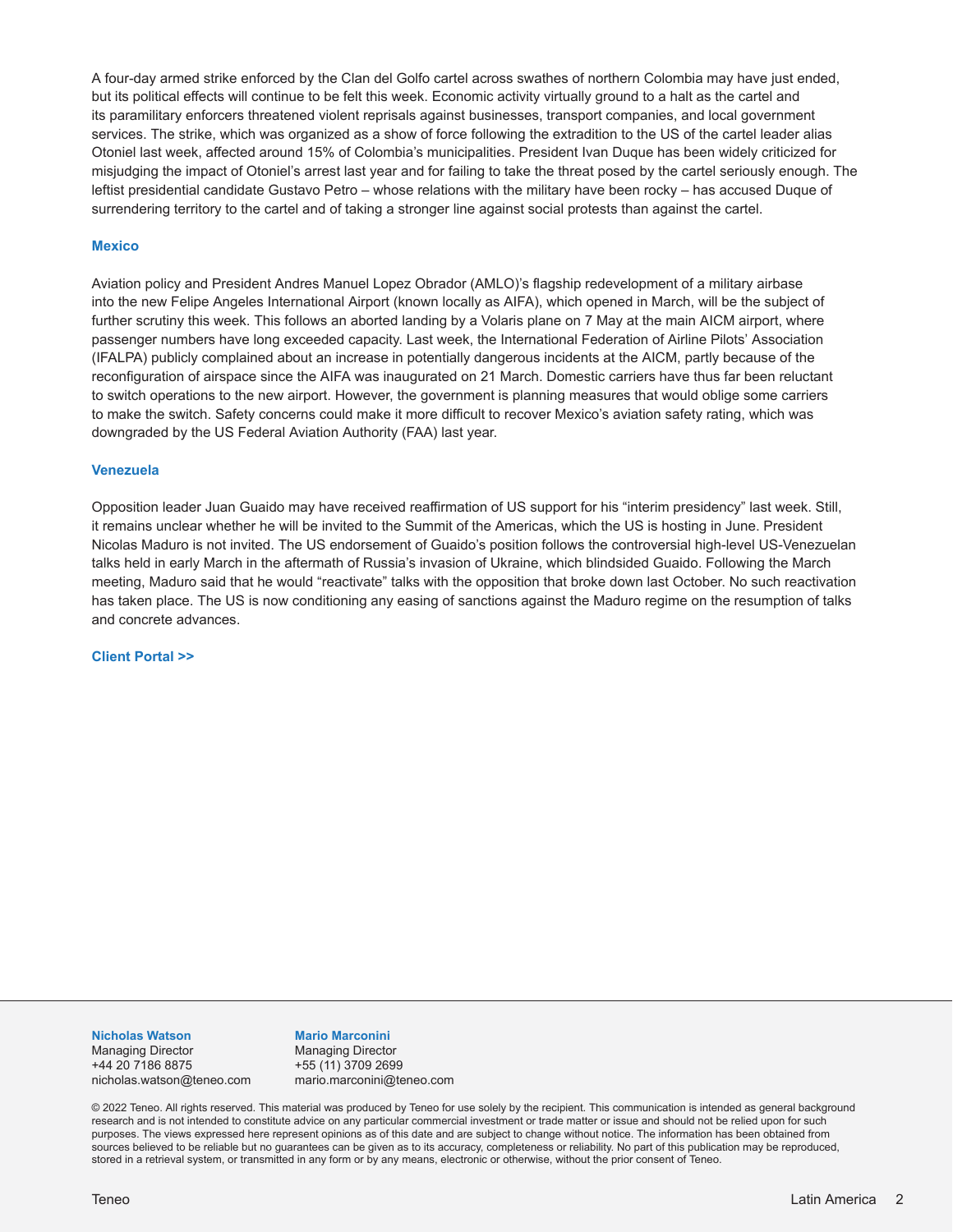A four-day armed strike enforced by the Clan del Golfo cartel across swathes of northern Colombia may have just ended, but its political effects will continue to be felt this week. Economic activity virtually ground to a halt as the cartel and its paramilitary enforcers threatened violent reprisals against businesses, transport companies, and local government services. The strike, which was organized as a show of force following the extradition to the US of the cartel leader alias Otoniel last week, affected around 15% of Colombia's municipalities. President Ivan Duque has been widely criticized for misjudging the impact of Otoniel's arrest last year and for failing to take the threat posed by the cartel seriously enough. The leftist presidential candidate Gustavo Petro – whose relations with the military have been rocky – has accused Duque of surrendering territory to the cartel and of taking a stronger line against social protests than against the cartel.

### Mexico

Aviation policy and President Andres Manuel Lopez Obrador (AMLO)'s flagship redevelopment of a military airbase into the new Felipe Angeles International Airport (known locally as AIFA), which opened in March, will be the subject of further scrutiny this week. This follows an aborted landing by a Volaris plane on 7 May at the main AICM airport, where passenger numbers have long exceeded capacity. Last week, the International Federation of Airline Pilots' Association (IFALPA) publicly complained about an increase in potentially dangerous incidents at the AICM, partly because of the reconfiguration of airspace since the AIFA was inaugurated on 21 March. Domestic carriers have thus far been reluctant to switch operations to the new airport. However, the government is planning measures that would oblige some carriers to make the switch. Safety concerns could make it more difficult to recover Mexico's aviation safety rating, which was downgraded by the US Federal Aviation Authority (FAA) last year.

### Venezuela

Opposition leader Juan Guaido may have received reaffirmation of US support for his "interim presidency" last week. Still, it remains unclear whether he will be invited to the Summit of the Americas, which the US is hosting in June. President Nicolas Maduro is not invited. The US endorsement of Guaido's position follows the controversial high-level US-Venezuelan talks held in early March in the aftermath of Russia's invasion of Ukraine, which blindsided Guaido. Following the March meeting, Maduro said that he would "reactivate" talks with the opposition that broke down last October. No such reactivation has taken place. The US is now conditioning any easing of sanctions against the Maduro regime on the resumption of talks and concrete advances.

**Client Portal >>**

**Nicholas Watson**
Managing Director
+44 20 7186 8875
nicholas.watson@teneo.com

**Mario Marconini**
Managing Director
+55 (11) 3709 2699
mario.marconini@teneo.com

© 2022 Teneo. All rights reserved. This material was produced by Teneo for use solely by the recipient. This communication is intended as general background research and is not intended to constitute advice on any particular commercial investment or trade matter or issue and should not be relied upon for such purposes. The views expressed here represent opinions as of this date and are subject to change without notice. The information has been obtained from sources believed to be reliable but no guarantees can be given as to its accuracy, completeness or reliability. No part of this publication may be reproduced, stored in a retrieval system, or transmitted in any form or by any means, electronic or otherwise, without the prior consent of Teneo.